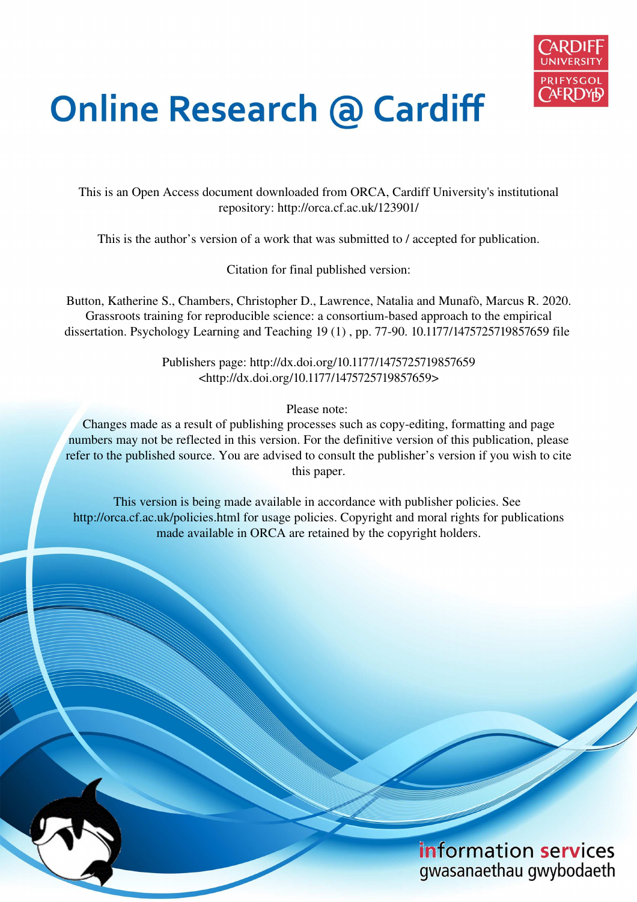# Online Research @ Cardiff

This is an Open Access document downloaded from ORCA, Cardiff University's institutional repository: http://orca.cf.ac.uk/123901/

This is the author's version of a work that was submitted to / accepted for publication.

Citation for final published version:

Button, Katherine S., Chambers, Christopher D., Lawrence, Natalia and Munafò, Marcus R. 2020. Grassroots training for reproducible science: a consortium-based approach to the empirical dissertation. Psychology Learning and Teaching 19 (1) , pp. 77-90. 10.1177/1475725719857659 file

Publishers page: http://dx.doi.org/10.1177/1475725719857659
<http://dx.doi.org/10.1177/1475725719857659>

Please note:
Changes made as a result of publishing processes such as copy-editing, formatting and page numbers may not be reflected in this version. For the definitive version of this publication, please refer to the published source. You are advised to consult the publisher's version if you wish to cite this paper.

This version is being made available in accordance with publisher policies. See http://orca.cf.ac.uk/policies.html for usage policies. Copyright and moral rights for publications made available in ORCA are retained by the copyright holders.

information services
gwasanaethau gwybodaeth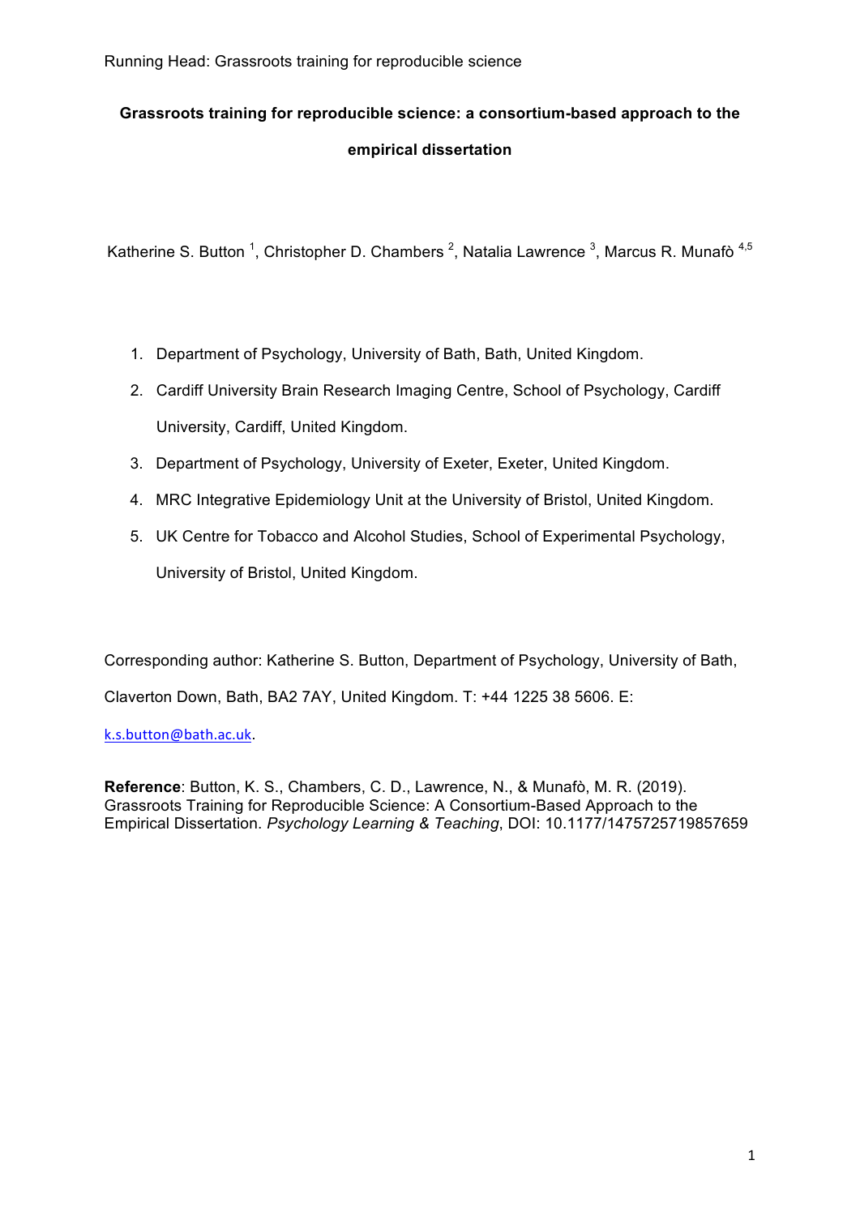**Grassroots training for reproducible science: a consortium-based approach to the empirical dissertation**

Katherine S. Button [1], Christopher D. Chambers [2], Natalia Lawrence [3], Marcus R. Munafò [4,5]

1. Department of Psychology, University of Bath, Bath, United Kingdom.
2. Cardiff University Brain Research Imaging Centre, School of Psychology, Cardiff University, Cardiff, United Kingdom.
3. Department of Psychology, University of Exeter, Exeter, United Kingdom.
4. MRC Integrative Epidemiology Unit at the University of Bristol, United Kingdom.
5. UK Centre for Tobacco and Alcohol Studies, School of Experimental Psychology, University of Bristol, United Kingdom.

Corresponding author: Katherine S. Button, Department of Psychology, University of Bath, Claverton Down, Bath, BA2 7AY, United Kingdom. T: +44 1225 38 5606. E: k.s.button@bath.ac.uk.

**Reference**: Button, K. S., Chambers, C. D., Lawrence, N., & Munafò, M. R. (2019). Grassroots Training for Reproducible Science: A Consortium-Based Approach to the Empirical Dissertation. *Psychology Learning & Teaching*, DOI: 10.1177/1475725719857659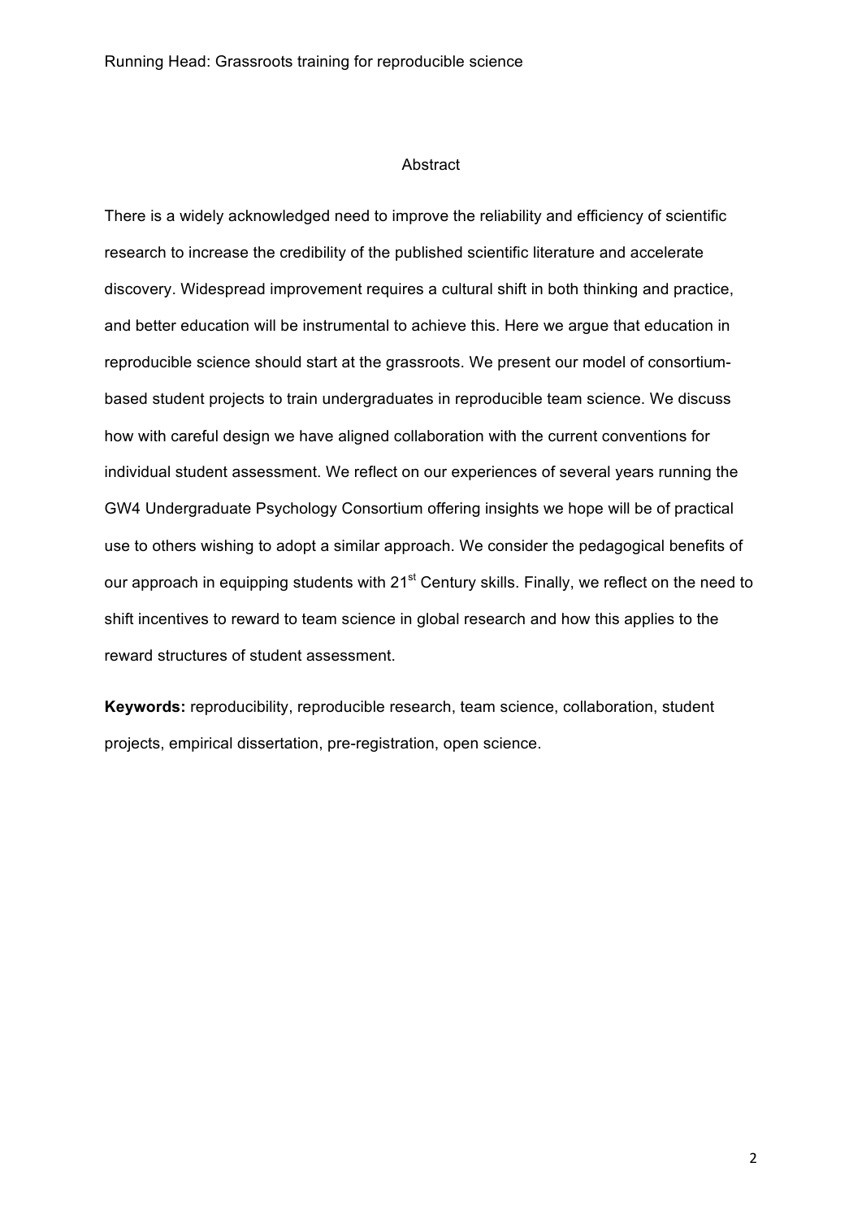## Abstract

There is a widely acknowledged need to improve the reliability and efficiency of scientific research to increase the credibility of the published scientific literature and accelerate discovery. Widespread improvement requires a cultural shift in both thinking and practice, and better education will be instrumental to achieve this. Here we argue that education in reproducible science should start at the grassroots. We present our model of consortium-based student projects to train undergraduates in reproducible team science. We discuss how with careful design we have aligned collaboration with the current conventions for individual student assessment. We reflect on our experiences of several years running the GW4 Undergraduate Psychology Consortium offering insights we hope will be of practical use to others wishing to adopt a similar approach. We consider the pedagogical benefits of our approach in equipping students with 21st Century skills. Finally, we reflect on the need to shift incentives to reward to team science in global research and how this applies to the reward structures of student assessment.

**Keywords:** reproducibility, reproducible research, team science, collaboration, student projects, empirical dissertation, pre-registration, open science.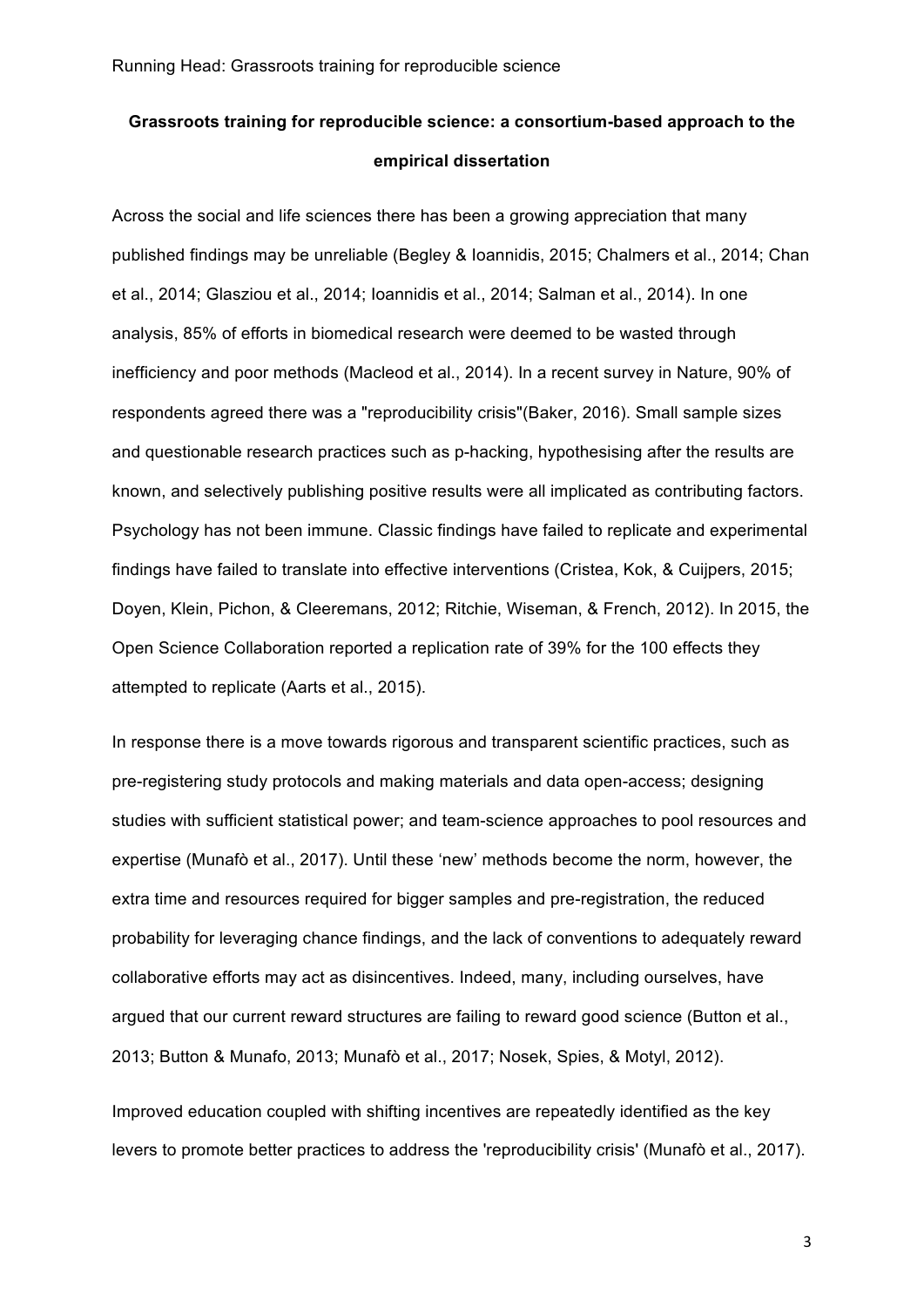**Grassroots training for reproducible science: a consortium-based approach to the empirical dissertation**

Across the social and life sciences there has been a growing appreciation that many published findings may be unreliable (Begley & Ioannidis, 2015; Chalmers et al., 2014; Chan et al., 2014; Glasziou et al., 2014; Ioannidis et al., 2014; Salman et al., 2014). In one analysis, 85% of efforts in biomedical research were deemed to be wasted through inefficiency and poor methods (Macleod et al., 2014). In a recent survey in Nature, 90% of respondents agreed there was a "reproducibility crisis"(Baker, 2016). Small sample sizes and questionable research practices such as p-hacking, hypothesising after the results are known, and selectively publishing positive results were all implicated as contributing factors. Psychology has not been immune. Classic findings have failed to replicate and experimental findings have failed to translate into effective interventions (Cristea, Kok, & Cuijpers, 2015; Doyen, Klein, Pichon, & Cleeremans, 2012; Ritchie, Wiseman, & French, 2012). In 2015, the Open Science Collaboration reported a replication rate of 39% for the 100 effects they attempted to replicate (Aarts et al., 2015).

In response there is a move towards rigorous and transparent scientific practices, such as pre-registering study protocols and making materials and data open-access; designing studies with sufficient statistical power; and team-science approaches to pool resources and expertise (Munafò et al., 2017). Until these 'new' methods become the norm, however, the extra time and resources required for bigger samples and pre-registration, the reduced probability for leveraging chance findings, and the lack of conventions to adequately reward collaborative efforts may act as disincentives. Indeed, many, including ourselves, have argued that our current reward structures are failing to reward good science (Button et al., 2013; Button & Munafo, 2013; Munafò et al., 2017; Nosek, Spies, & Motyl, 2012).

Improved education coupled with shifting incentives are repeatedly identified as the key levers to promote better practices to address the 'reproducibility crisis' (Munafò et al., 2017).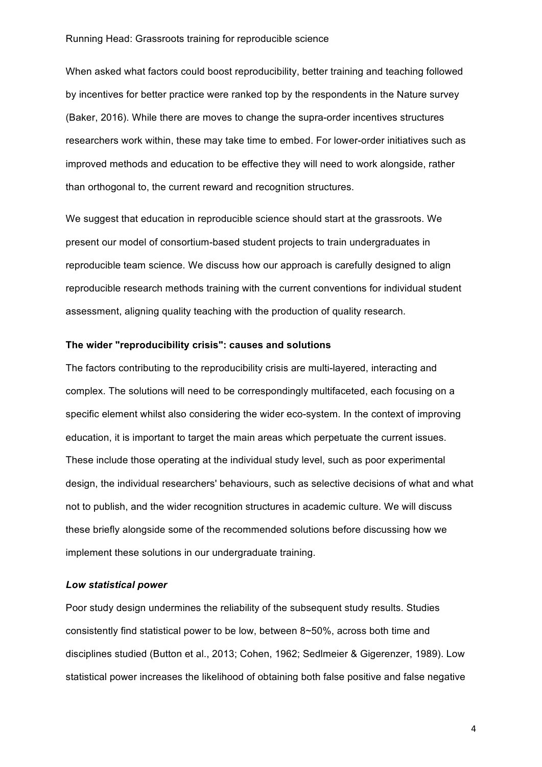When asked what factors could boost reproducibility, better training and teaching followed by incentives for better practice were ranked top by the respondents in the Nature survey (Baker, 2016). While there are moves to change the supra-order incentives structures researchers work within, these may take time to embed. For lower-order initiatives such as improved methods and education to be effective they will need to work alongside, rather than orthogonal to, the current reward and recognition structures.

We suggest that education in reproducible science should start at the grassroots. We present our model of consortium-based student projects to train undergraduates in reproducible team science. We discuss how our approach is carefully designed to align reproducible research methods training with the current conventions for individual student assessment, aligning quality teaching with the production of quality research.

**The wider "reproducibility crisis": causes and solutions**

The factors contributing to the reproducibility crisis are multi-layered, interacting and complex. The solutions will need to be correspondingly multifaceted, each focusing on a specific element whilst also considering the wider eco-system. In the context of improving education, it is important to target the main areas which perpetuate the current issues. These include those operating at the individual study level, such as poor experimental design, the individual researchers' behaviours, such as selective decisions of what and what not to publish, and the wider recognition structures in academic culture. We will discuss these briefly alongside some of the recommended solutions before discussing how we implement these solutions in our undergraduate training.

***Low statistical power***

Poor study design undermines the reliability of the subsequent study results. Studies consistently find statistical power to be low, between 8~50%, across both time and disciplines studied (Button et al., 2013; Cohen, 1962; Sedlmeier & Gigerenzer, 1989). Low statistical power increases the likelihood of obtaining both false positive and false negative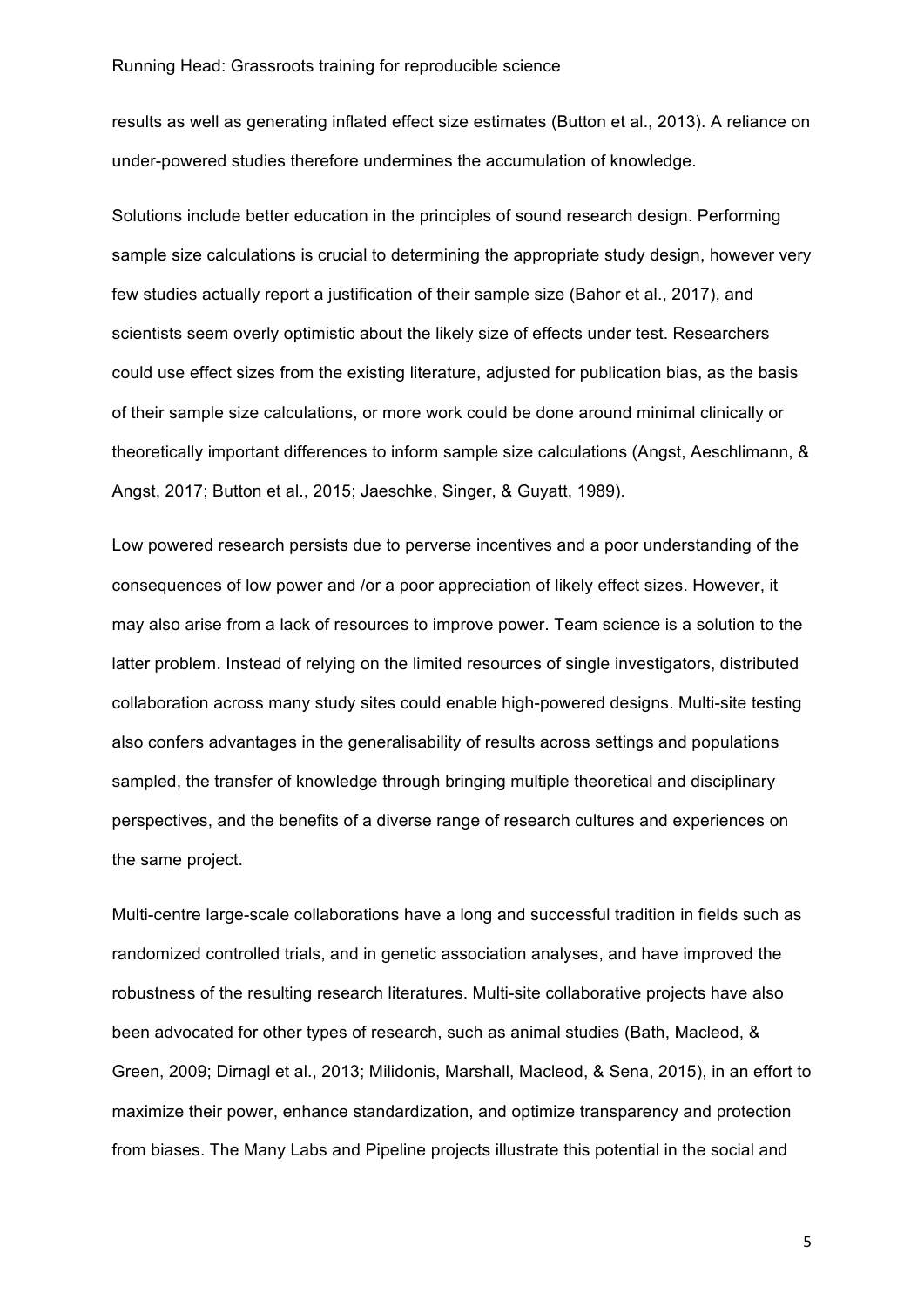results as well as generating inflated effect size estimates (Button et al., 2013). A reliance on under-powered studies therefore undermines the accumulation of knowledge.

Solutions include better education in the principles of sound research design. Performing sample size calculations is crucial to determining the appropriate study design, however very few studies actually report a justification of their sample size (Bahor et al., 2017), and scientists seem overly optimistic about the likely size of effects under test. Researchers could use effect sizes from the existing literature, adjusted for publication bias, as the basis of their sample size calculations, or more work could be done around minimal clinically or theoretically important differences to inform sample size calculations (Angst, Aeschlimann, & Angst, 2017; Button et al., 2015; Jaeschke, Singer, & Guyatt, 1989).

Low powered research persists due to perverse incentives and a poor understanding of the consequences of low power and /or a poor appreciation of likely effect sizes. However, it may also arise from a lack of resources to improve power. Team science is a solution to the latter problem. Instead of relying on the limited resources of single investigators, distributed collaboration across many study sites could enable high-powered designs. Multi-site testing also confers advantages in the generalisability of results across settings and populations sampled, the transfer of knowledge through bringing multiple theoretical and disciplinary perspectives, and the benefits of a diverse range of research cultures and experiences on the same project.

Multi-centre large-scale collaborations have a long and successful tradition in fields such as randomized controlled trials, and in genetic association analyses, and have improved the robustness of the resulting research literatures. Multi-site collaborative projects have also been advocated for other types of research, such as animal studies (Bath, Macleod, & Green, 2009; Dirnagl et al., 2013; Milidonis, Marshall, Macleod, & Sena, 2015), in an effort to maximize their power, enhance standardization, and optimize transparency and protection from biases. The Many Labs and Pipeline projects illustrate this potential in the social and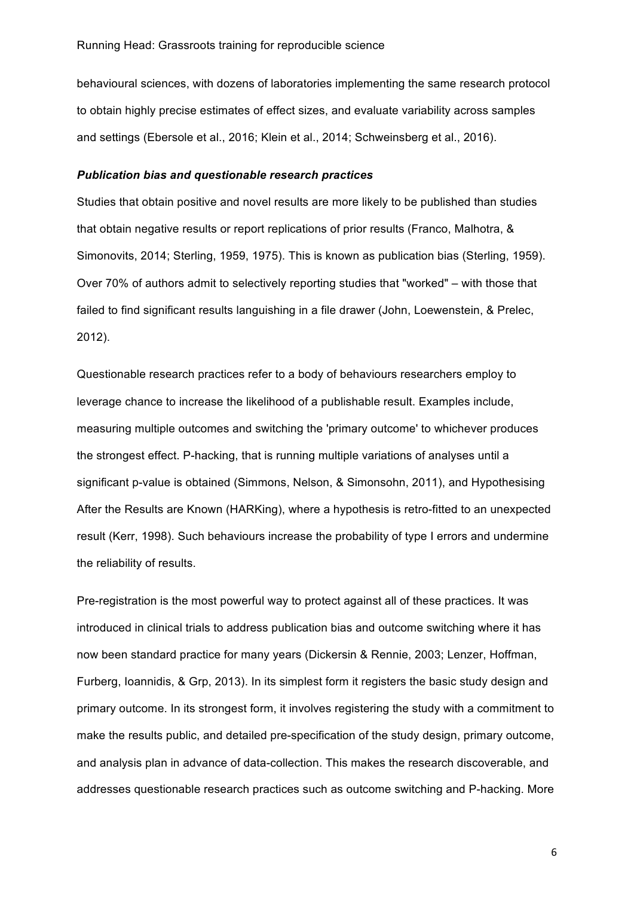behavioural sciences, with dozens of laboratories implementing the same research protocol to obtain highly precise estimates of effect sizes, and evaluate variability across samples and settings (Ebersole et al., 2016; Klein et al., 2014; Schweinsberg et al., 2016).

### *Publication bias and questionable research practices*

Studies that obtain positive and novel results are more likely to be published than studies that obtain negative results or report replications of prior results (Franco, Malhotra, & Simonovits, 2014; Sterling, 1959, 1975). This is known as publication bias (Sterling, 1959). Over 70% of authors admit to selectively reporting studies that "worked" – with those that failed to find significant results languishing in a file drawer (John, Loewenstein, & Prelec, 2012).

Questionable research practices refer to a body of behaviours researchers employ to leverage chance to increase the likelihood of a publishable result. Examples include, measuring multiple outcomes and switching the 'primary outcome' to whichever produces the strongest effect. P-hacking, that is running multiple variations of analyses until a significant p-value is obtained (Simmons, Nelson, & Simonsohn, 2011), and Hypothesising After the Results are Known (HARKing), where a hypothesis is retro-fitted to an unexpected result (Kerr, 1998). Such behaviours increase the probability of type I errors and undermine the reliability of results.

Pre-registration is the most powerful way to protect against all of these practices. It was introduced in clinical trials to address publication bias and outcome switching where it has now been standard practice for many years (Dickersin & Rennie, 2003; Lenzer, Hoffman, Furberg, Ioannidis, & Grp, 2013). In its simplest form it registers the basic study design and primary outcome. In its strongest form, it involves registering the study with a commitment to make the results public, and detailed pre-specification of the study design, primary outcome, and analysis plan in advance of data-collection. This makes the research discoverable, and addresses questionable research practices such as outcome switching and P-hacking. More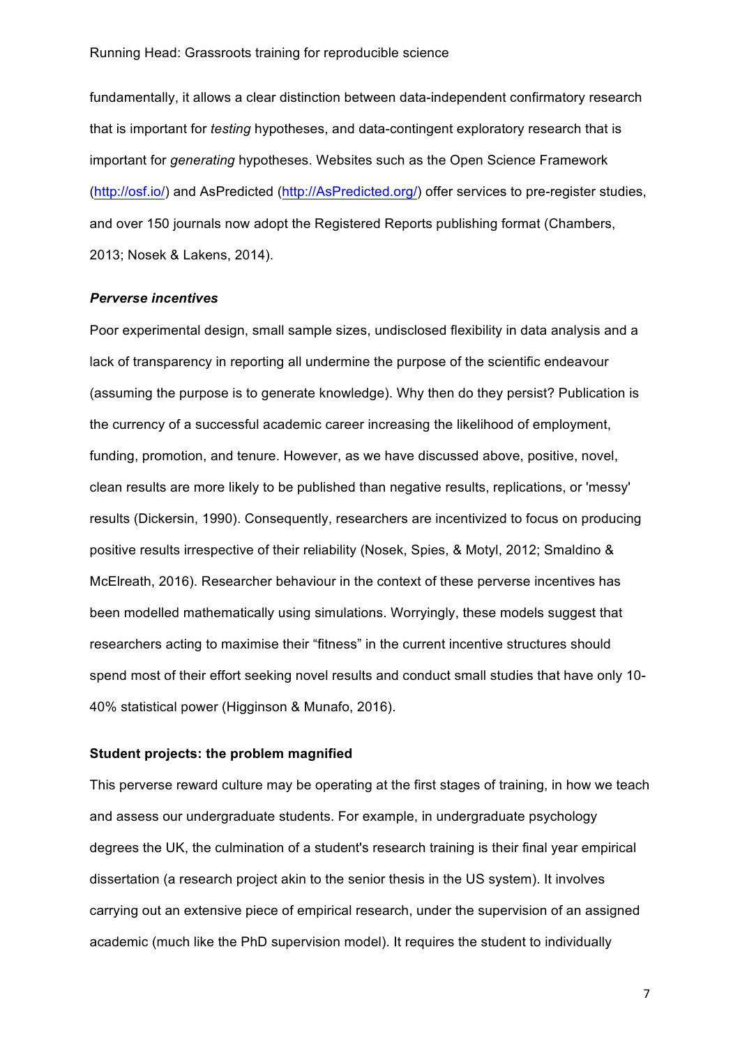fundamentally, it allows a clear distinction between data-independent confirmatory research that is important for *testing* hypotheses, and data-contingent exploratory research that is important for *generating* hypotheses. Websites such as the Open Science Framework (http://osf.io/) and AsPredicted (http://AsPredicted.org/) offer services to pre-register studies, and over 150 journals now adopt the Registered Reports publishing format (Chambers, 2013; Nosek & Lakens, 2014).

### *Perverse incentives*

Poor experimental design, small sample sizes, undisclosed flexibility in data analysis and a lack of transparency in reporting all undermine the purpose of the scientific endeavour (assuming the purpose is to generate knowledge). Why then do they persist? Publication is the currency of a successful academic career increasing the likelihood of employment, funding, promotion, and tenure. However, as we have discussed above, positive, novel, clean results are more likely to be published than negative results, replications, or 'messy' results (Dickersin, 1990). Consequently, researchers are incentivized to focus on producing positive results irrespective of their reliability (Nosek, Spies, & Motyl, 2012; Smaldino & McElreath, 2016). Researcher behaviour in the context of these perverse incentives has been modelled mathematically using simulations. Worryingly, these models suggest that researchers acting to maximise their “fitness” in the current incentive structures should spend most of their effort seeking novel results and conduct small studies that have only 10-40% statistical power (Higginson & Munafo, 2016).

## Student projects: the problem magnified

This perverse reward culture may be operating at the first stages of training, in how we teach and assess our undergraduate students. For example, in undergraduate psychology degrees the UK, the culmination of a student's research training is their final year empirical dissertation (a research project akin to the senior thesis in the US system). It involves carrying out an extensive piece of empirical research, under the supervision of an assigned academic (much like the PhD supervision model). It requires the student to individually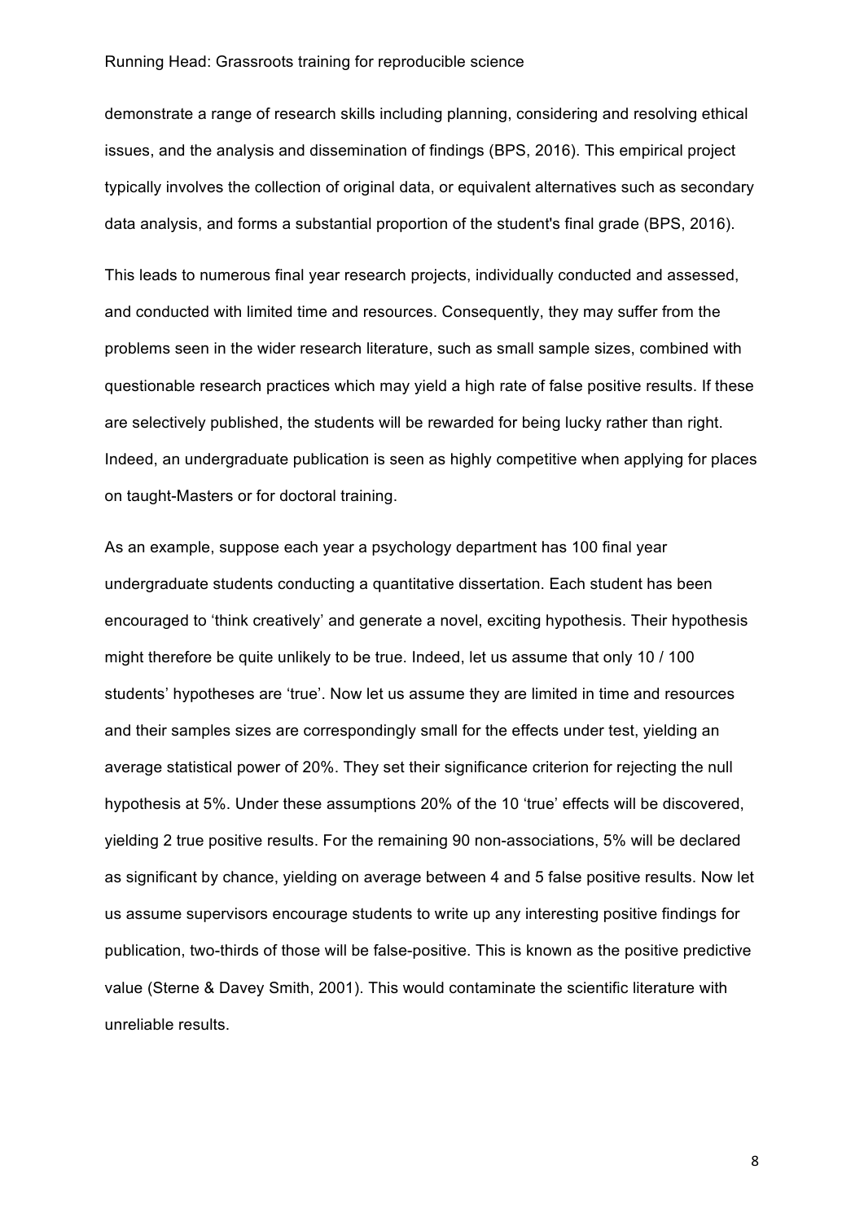demonstrate a range of research skills including planning, considering and resolving ethical issues, and the analysis and dissemination of findings (BPS, 2016). This empirical project typically involves the collection of original data, or equivalent alternatives such as secondary data analysis, and forms a substantial proportion of the student's final grade (BPS, 2016).

This leads to numerous final year research projects, individually conducted and assessed, and conducted with limited time and resources. Consequently, they may suffer from the problems seen in the wider research literature, such as small sample sizes, combined with questionable research practices which may yield a high rate of false positive results. If these are selectively published, the students will be rewarded for being lucky rather than right. Indeed, an undergraduate publication is seen as highly competitive when applying for places on taught-Masters or for doctoral training.

As an example, suppose each year a psychology department has 100 final year undergraduate students conducting a quantitative dissertation. Each student has been encouraged to 'think creatively' and generate a novel, exciting hypothesis. Their hypothesis might therefore be quite unlikely to be true. Indeed, let us assume that only 10 / 100 students' hypotheses are 'true'. Now let us assume they are limited in time and resources and their samples sizes are correspondingly small for the effects under test, yielding an average statistical power of 20%. They set their significance criterion for rejecting the null hypothesis at 5%. Under these assumptions 20% of the 10 'true' effects will be discovered, yielding 2 true positive results. For the remaining 90 non-associations, 5% will be declared as significant by chance, yielding on average between 4 and 5 false positive results. Now let us assume supervisors encourage students to write up any interesting positive findings for publication, two-thirds of those will be false-positive. This is known as the positive predictive value (Sterne & Davey Smith, 2001). This would contaminate the scientific literature with unreliable results.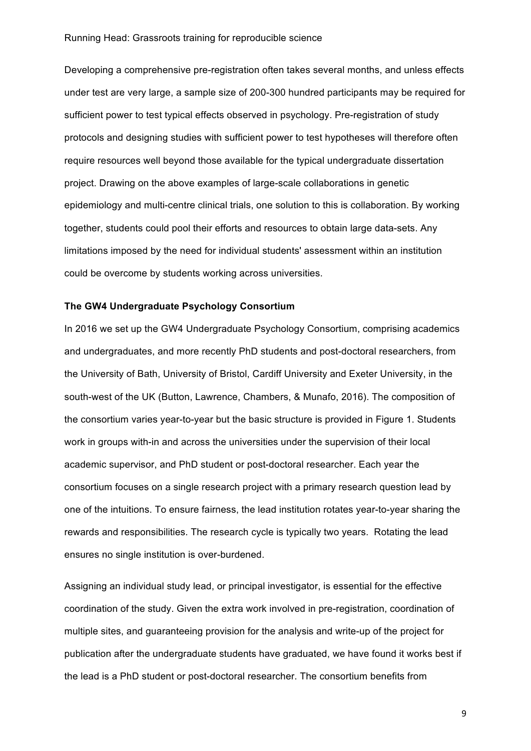Developing a comprehensive pre-registration often takes several months, and unless effects under test are very large, a sample size of 200-300 hundred participants may be required for sufficient power to test typical effects observed in psychology. Pre-registration of study protocols and designing studies with sufficient power to test hypotheses will therefore often require resources well beyond those available for the typical undergraduate dissertation project. Drawing on the above examples of large-scale collaborations in genetic epidemiology and multi-centre clinical trials, one solution to this is collaboration. By working together, students could pool their efforts and resources to obtain large data-sets. Any limitations imposed by the need for individual students' assessment within an institution could be overcome by students working across universities.

**The GW4 Undergraduate Psychology Consortium**

In 2016 we set up the GW4 Undergraduate Psychology Consortium, comprising academics and undergraduates, and more recently PhD students and post-doctoral researchers, from the University of Bath, University of Bristol, Cardiff University and Exeter University, in the south-west of the UK (Button, Lawrence, Chambers, & Munafo, 2016). The composition of the consortium varies year-to-year but the basic structure is provided in Figure 1. Students work in groups with-in and across the universities under the supervision of their local academic supervisor, and PhD student or post-doctoral researcher. Each year the consortium focuses on a single research project with a primary research question lead by one of the intuitions. To ensure fairness, the lead institution rotates year-to-year sharing the rewards and responsibilities. The research cycle is typically two years. Rotating the lead ensures no single institution is over-burdened.

Assigning an individual study lead, or principal investigator, is essential for the effective coordination of the study. Given the extra work involved in pre-registration, coordination of multiple sites, and guaranteeing provision for the analysis and write-up of the project for publication after the undergraduate students have graduated, we have found it works best if the lead is a PhD student or post-doctoral researcher. The consortium benefits from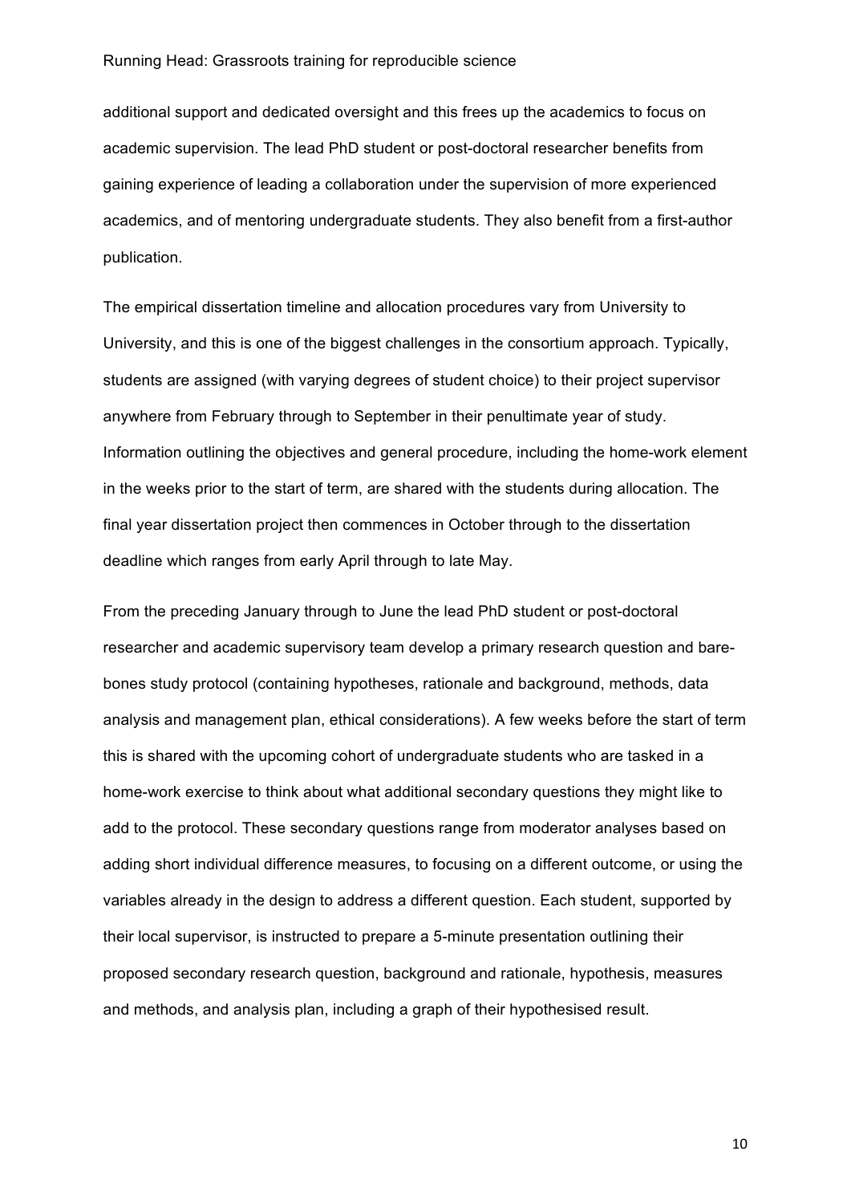additional support and dedicated oversight and this frees up the academics to focus on academic supervision. The lead PhD student or post-doctoral researcher benefits from gaining experience of leading a collaboration under the supervision of more experienced academics, and of mentoring undergraduate students. They also benefit from a first-author publication.

The empirical dissertation timeline and allocation procedures vary from University to University, and this is one of the biggest challenges in the consortium approach. Typically, students are assigned (with varying degrees of student choice) to their project supervisor anywhere from February through to September in their penultimate year of study. Information outlining the objectives and general procedure, including the home-work element in the weeks prior to the start of term, are shared with the students during allocation. The final year dissertation project then commences in October through to the dissertation deadline which ranges from early April through to late May.

From the preceding January through to June the lead PhD student or post-doctoral researcher and academic supervisory team develop a primary research question and bare-bones study protocol (containing hypotheses, rationale and background, methods, data analysis and management plan, ethical considerations). A few weeks before the start of term this is shared with the upcoming cohort of undergraduate students who are tasked in a home-work exercise to think about what additional secondary questions they might like to add to the protocol. These secondary questions range from moderator analyses based on adding short individual difference measures, to focusing on a different outcome, or using the variables already in the design to address a different question. Each student, supported by their local supervisor, is instructed to prepare a 5-minute presentation outlining their proposed secondary research question, background and rationale, hypothesis, measures and methods, and analysis plan, including a graph of their hypothesised result.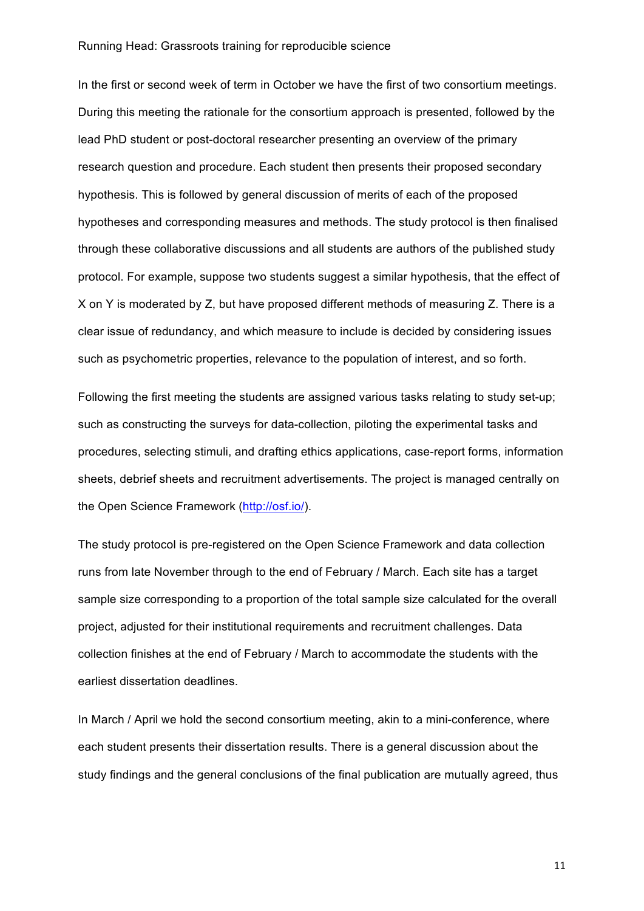In the first or second week of term in October we have the first of two consortium meetings. During this meeting the rationale for the consortium approach is presented, followed by the lead PhD student or post-doctoral researcher presenting an overview of the primary research question and procedure. Each student then presents their proposed secondary hypothesis. This is followed by general discussion of merits of each of the proposed hypotheses and corresponding measures and methods. The study protocol is then finalised through these collaborative discussions and all students are authors of the published study protocol. For example, suppose two students suggest a similar hypothesis, that the effect of X on Y is moderated by Z, but have proposed different methods of measuring Z. There is a clear issue of redundancy, and which measure to include is decided by considering issues such as psychometric properties, relevance to the population of interest, and so forth.

Following the first meeting the students are assigned various tasks relating to study set-up; such as constructing the surveys for data-collection, piloting the experimental tasks and procedures, selecting stimuli, and drafting ethics applications, case-report forms, information sheets, debrief sheets and recruitment advertisements. The project is managed centrally on the Open Science Framework (http://osf.io/).

The study protocol is pre-registered on the Open Science Framework and data collection runs from late November through to the end of February / March. Each site has a target sample size corresponding to a proportion of the total sample size calculated for the overall project, adjusted for their institutional requirements and recruitment challenges. Data collection finishes at the end of February / March to accommodate the students with the earliest dissertation deadlines.

In March / April we hold the second consortium meeting, akin to a mini-conference, where each student presents their dissertation results. There is a general discussion about the study findings and the general conclusions of the final publication are mutually agreed, thus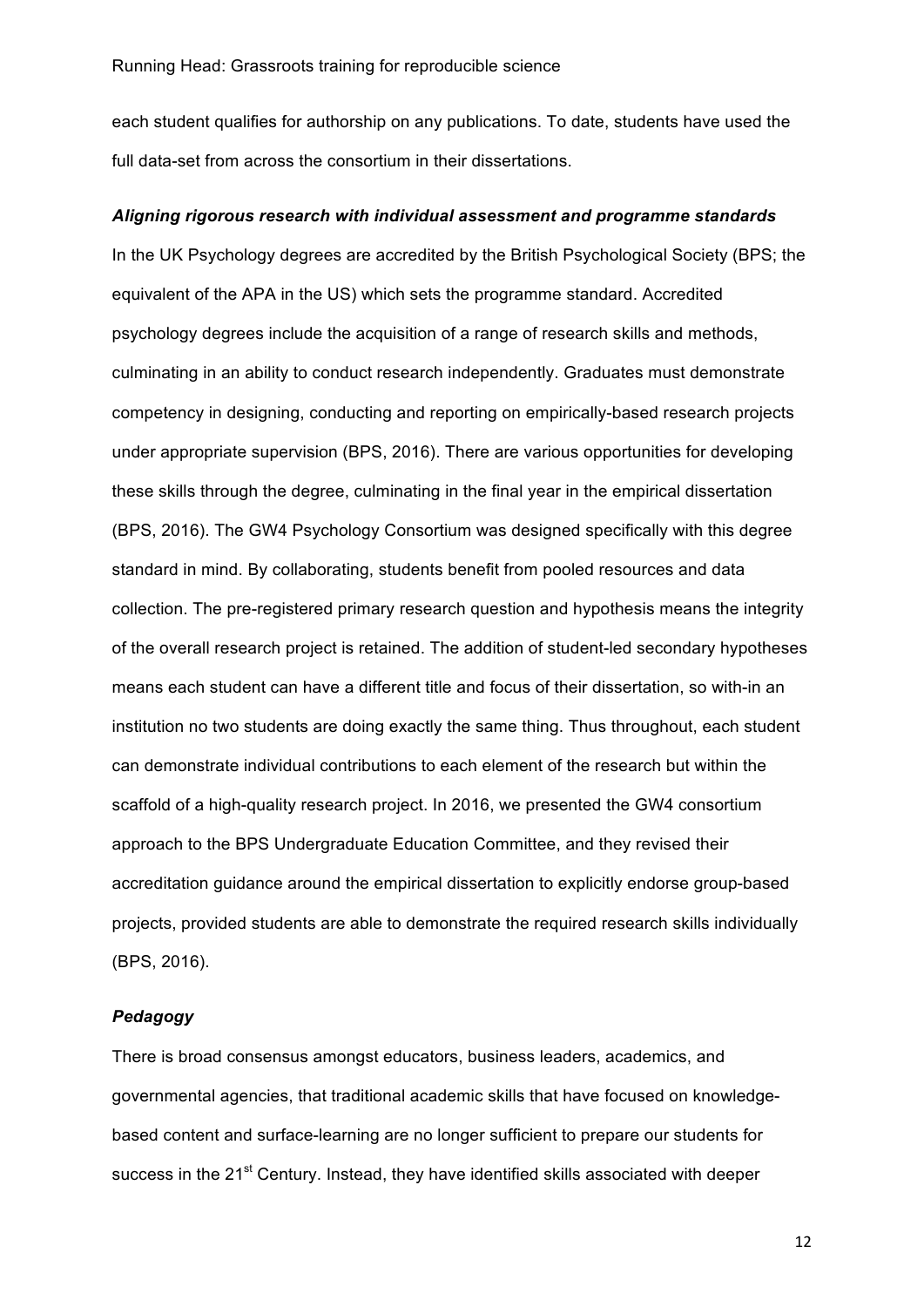each student qualifies for authorship on any publications. To date, students have used the full data-set from across the consortium in their dissertations.

### *Aligning rigorous research with individual assessment and programme standards*

In the UK Psychology degrees are accredited by the British Psychological Society (BPS; the equivalent of the APA in the US) which sets the programme standard. Accredited psychology degrees include the acquisition of a range of research skills and methods, culminating in an ability to conduct research independently. Graduates must demonstrate competency in designing, conducting and reporting on empirically-based research projects under appropriate supervision (BPS, 2016). There are various opportunities for developing these skills through the degree, culminating in the final year in the empirical dissertation (BPS, 2016). The GW4 Psychology Consortium was designed specifically with this degree standard in mind. By collaborating, students benefit from pooled resources and data collection. The pre-registered primary research question and hypothesis means the integrity of the overall research project is retained. The addition of student-led secondary hypotheses means each student can have a different title and focus of their dissertation, so with-in an institution no two students are doing exactly the same thing. Thus throughout, each student can demonstrate individual contributions to each element of the research but within the scaffold of a high-quality research project. In 2016, we presented the GW4 consortium approach to the BPS Undergraduate Education Committee, and they revised their accreditation guidance around the empirical dissertation to explicitly endorse group-based projects, provided students are able to demonstrate the required research skills individually (BPS, 2016).

### *Pedagogy*

There is broad consensus amongst educators, business leaders, academics, and governmental agencies, that traditional academic skills that have focused on knowledge-based content and surface-learning are no longer sufficient to prepare our students for success in the 21st Century. Instead, they have identified skills associated with deeper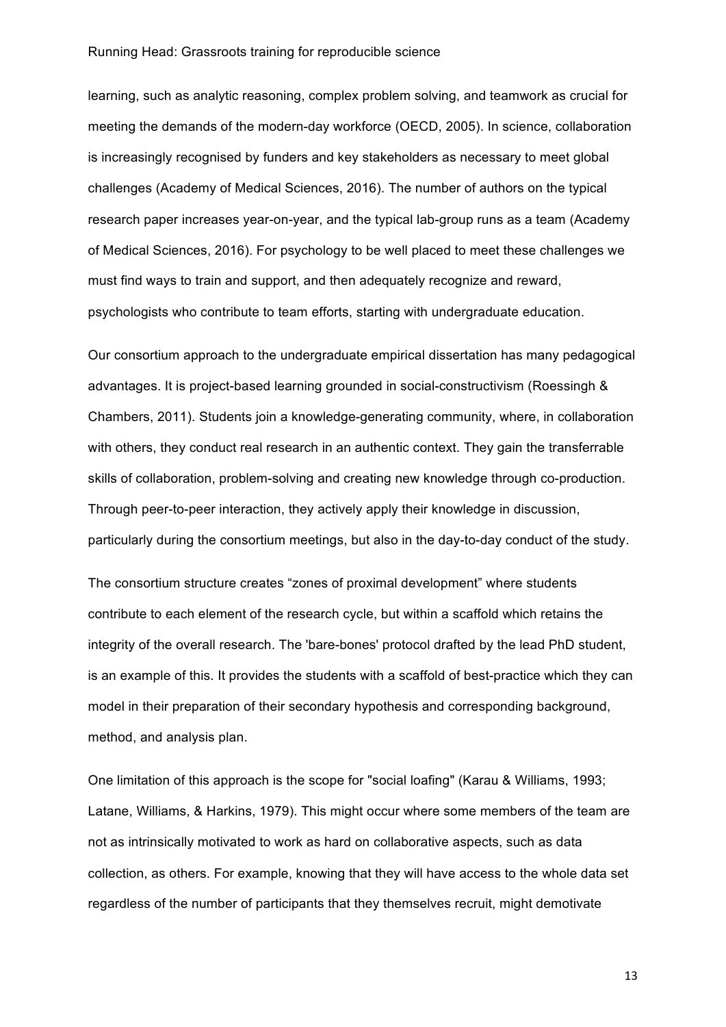learning, such as analytic reasoning, complex problem solving, and teamwork as crucial for meeting the demands of the modern-day workforce (OECD, 2005). In science, collaboration is increasingly recognised by funders and key stakeholders as necessary to meet global challenges (Academy of Medical Sciences, 2016). The number of authors on the typical research paper increases year-on-year, and the typical lab-group runs as a team (Academy of Medical Sciences, 2016). For psychology to be well placed to meet these challenges we must find ways to train and support, and then adequately recognize and reward, psychologists who contribute to team efforts, starting with undergraduate education.

Our consortium approach to the undergraduate empirical dissertation has many pedagogical advantages. It is project-based learning grounded in social-constructivism (Roessingh & Chambers, 2011). Students join a knowledge-generating community, where, in collaboration with others, they conduct real research in an authentic context. They gain the transferrable skills of collaboration, problem-solving and creating new knowledge through co-production. Through peer-to-peer interaction, they actively apply their knowledge in discussion, particularly during the consortium meetings, but also in the day-to-day conduct of the study.

The consortium structure creates "zones of proximal development" where students contribute to each element of the research cycle, but within a scaffold which retains the integrity of the overall research. The 'bare-bones' protocol drafted by the lead PhD student, is an example of this. It provides the students with a scaffold of best-practice which they can model in their preparation of their secondary hypothesis and corresponding background, method, and analysis plan.

One limitation of this approach is the scope for "social loafing" (Karau & Williams, 1993; Latane, Williams, & Harkins, 1979). This might occur where some members of the team are not as intrinsically motivated to work as hard on collaborative aspects, such as data collection, as others. For example, knowing that they will have access to the whole data set regardless of the number of participants that they themselves recruit, might demotivate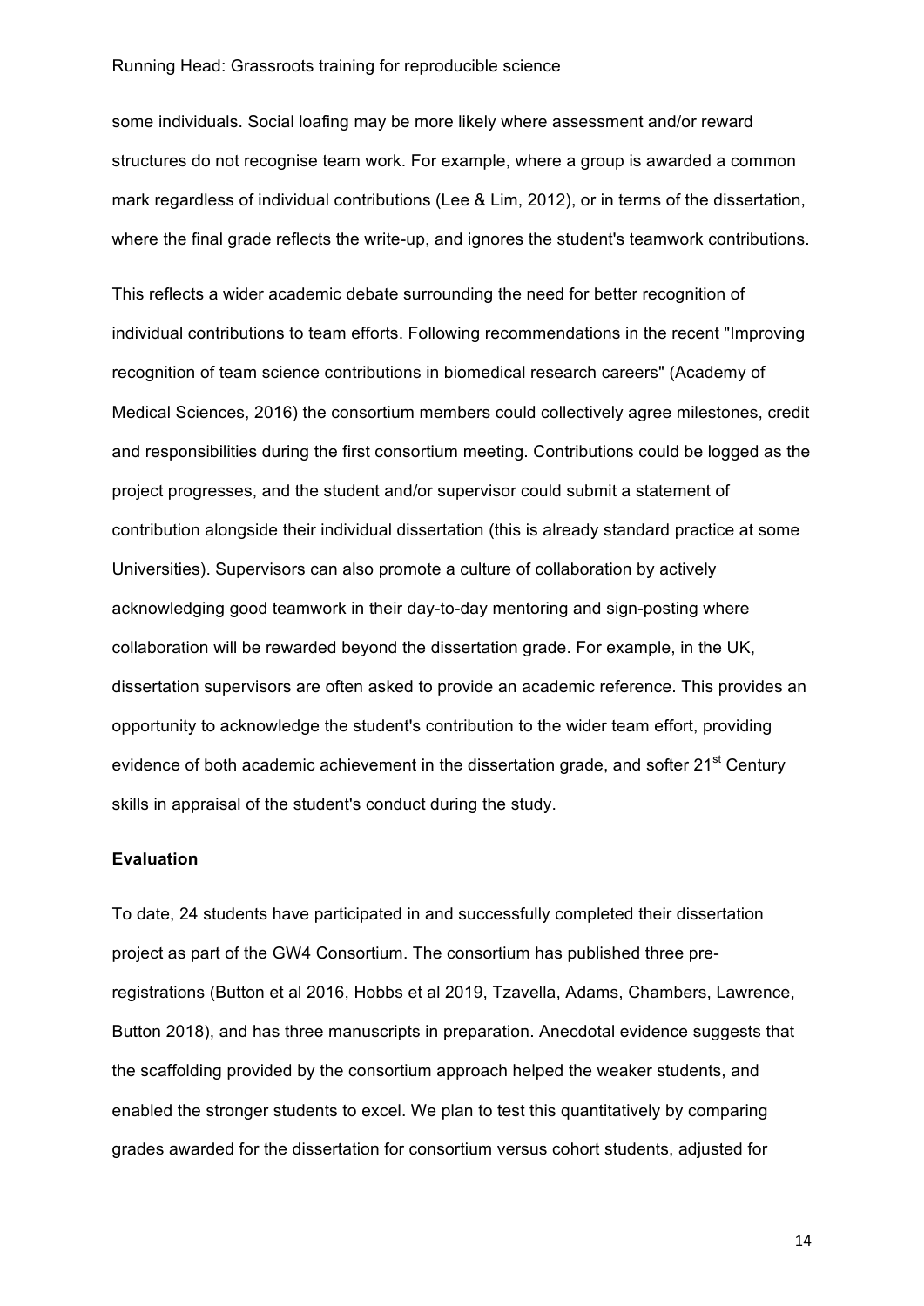some individuals. Social loafing may be more likely where assessment and/or reward structures do not recognise team work. For example, where a group is awarded a common mark regardless of individual contributions (Lee & Lim, 2012), or in terms of the dissertation, where the final grade reflects the write-up, and ignores the student's teamwork contributions.

This reflects a wider academic debate surrounding the need for better recognition of individual contributions to team efforts. Following recommendations in the recent "Improving recognition of team science contributions in biomedical research careers" (Academy of Medical Sciences, 2016) the consortium members could collectively agree milestones, credit and responsibilities during the first consortium meeting. Contributions could be logged as the project progresses, and the student and/or supervisor could submit a statement of contribution alongside their individual dissertation (this is already standard practice at some Universities). Supervisors can also promote a culture of collaboration by actively acknowledging good teamwork in their day-to-day mentoring and sign-posting where collaboration will be rewarded beyond the dissertation grade. For example, in the UK, dissertation supervisors are often asked to provide an academic reference. This provides an opportunity to acknowledge the student's contribution to the wider team effort, providing evidence of both academic achievement in the dissertation grade, and softer 21st Century skills in appraisal of the student's conduct during the study.

**Evaluation**

To date, 24 students have participated in and successfully completed their dissertation project as part of the GW4 Consortium. The consortium has published three pre-registrations (Button et al 2016, Hobbs et al 2019, Tzavella, Adams, Chambers, Lawrence, Button 2018), and has three manuscripts in preparation. Anecdotal evidence suggests that the scaffolding provided by the consortium approach helped the weaker students, and enabled the stronger students to excel. We plan to test this quantitatively by comparing grades awarded for the dissertation for consortium versus cohort students, adjusted for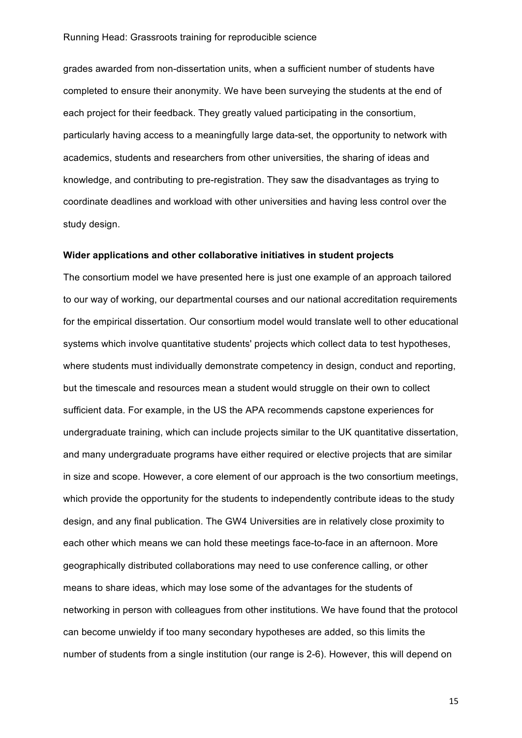grades awarded from non-dissertation units, when a sufficient number of students have completed to ensure their anonymity. We have been surveying the students at the end of each project for their feedback. They greatly valued participating in the consortium, particularly having access to a meaningfully large data-set, the opportunity to network with academics, students and researchers from other universities, the sharing of ideas and knowledge, and contributing to pre-registration. They saw the disadvantages as trying to coordinate deadlines and workload with other universities and having less control over the study design.

**Wider applications and other collaborative initiatives in student projects**

The consortium model we have presented here is just one example of an approach tailored to our way of working, our departmental courses and our national accreditation requirements for the empirical dissertation. Our consortium model would translate well to other educational systems which involve quantitative students' projects which collect data to test hypotheses, where students must individually demonstrate competency in design, conduct and reporting, but the timescale and resources mean a student would struggle on their own to collect sufficient data. For example, in the US the APA recommends capstone experiences for undergraduate training, which can include projects similar to the UK quantitative dissertation, and many undergraduate programs have either required or elective projects that are similar in size and scope. However, a core element of our approach is the two consortium meetings, which provide the opportunity for the students to independently contribute ideas to the study design, and any final publication. The GW4 Universities are in relatively close proximity to each other which means we can hold these meetings face-to-face in an afternoon. More geographically distributed collaborations may need to use conference calling, or other means to share ideas, which may lose some of the advantages for the students of networking in person with colleagues from other institutions. We have found that the protocol can become unwieldy if too many secondary hypotheses are added, so this limits the number of students from a single institution (our range is 2-6). However, this will depend on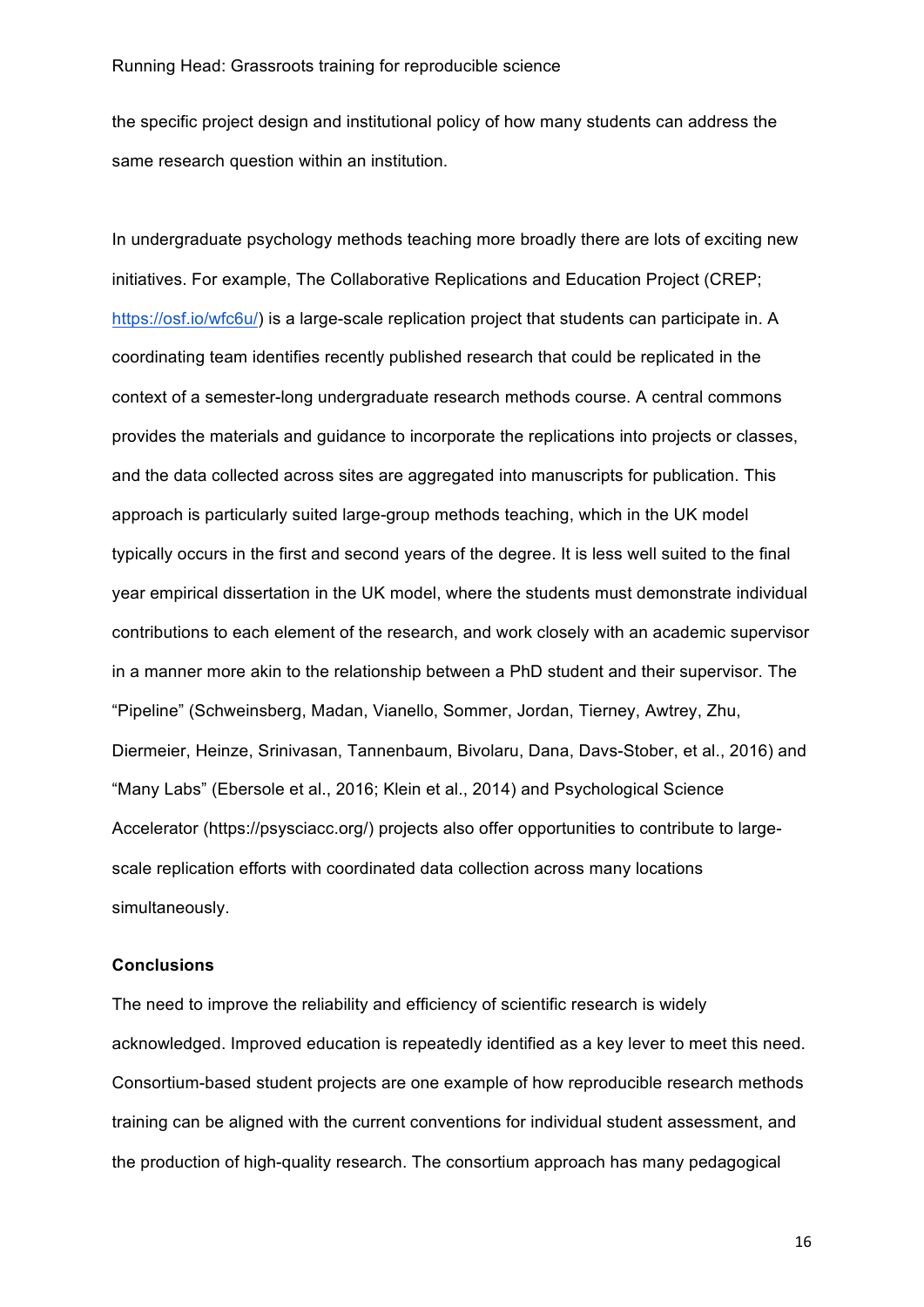the specific project design and institutional policy of how many students can address the same research question within an institution.

In undergraduate psychology methods teaching more broadly there are lots of exciting new initiatives. For example, The Collaborative Replications and Education Project (CREP; https://osf.io/wfc6u/) is a large-scale replication project that students can participate in. A coordinating team identifies recently published research that could be replicated in the context of a semester-long undergraduate research methods course. A central commons provides the materials and guidance to incorporate the replications into projects or classes, and the data collected across sites are aggregated into manuscripts for publication. This approach is particularly suited large-group methods teaching, which in the UK model typically occurs in the first and second years of the degree. It is less well suited to the final year empirical dissertation in the UK model, where the students must demonstrate individual contributions to each element of the research, and work closely with an academic supervisor in a manner more akin to the relationship between a PhD student and their supervisor. The "Pipeline" (Schweinsberg, Madan, Vianello, Sommer, Jordan, Tierney, Awtrey, Zhu, Diermeier, Heinze, Srinivasan, Tannenbaum, Bivolaru, Dana, Davs-Stober, et al., 2016) and "Many Labs" (Ebersole et al., 2016; Klein et al., 2014) and Psychological Science Accelerator (https://psysciacc.org/) projects also offer opportunities to contribute to large-scale replication efforts with coordinated data collection across many locations simultaneously.

### Conclusions

The need to improve the reliability and efficiency of scientific research is widely acknowledged. Improved education is repeatedly identified as a key lever to meet this need. Consortium-based student projects are one example of how reproducible research methods training can be aligned with the current conventions for individual student assessment, and the production of high-quality research. The consortium approach has many pedagogical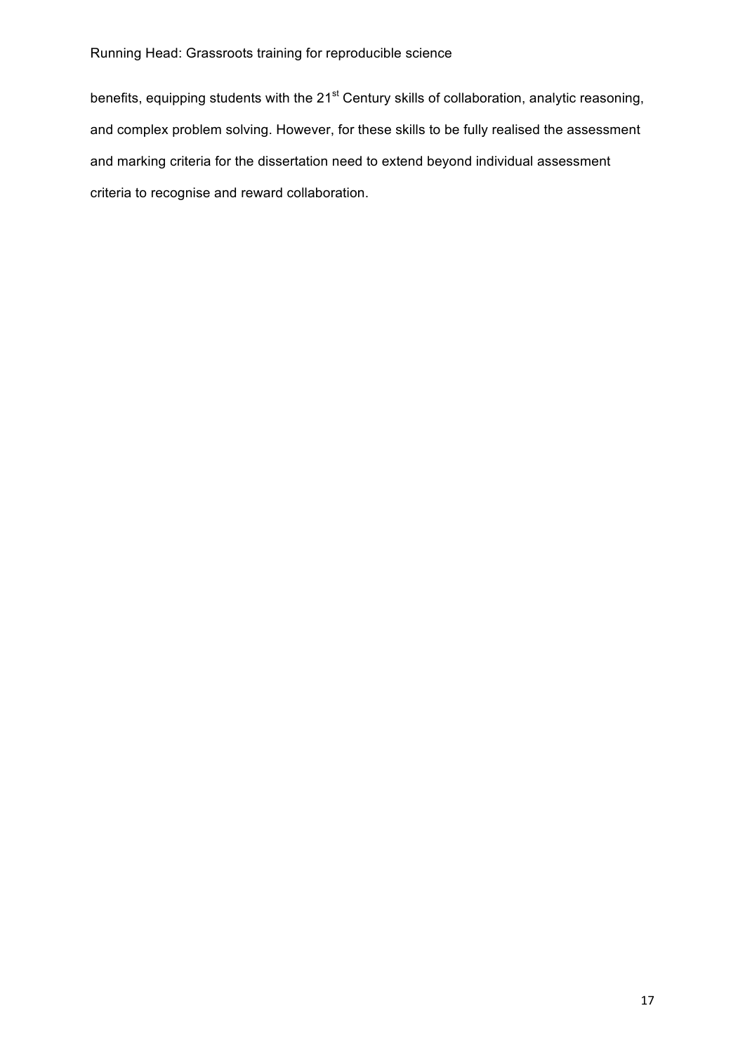benefits, equipping students with the 21st Century skills of collaboration, analytic reasoning, and complex problem solving. However, for these skills to be fully realised the assessment and marking criteria for the dissertation need to extend beyond individual assessment criteria to recognise and reward collaboration.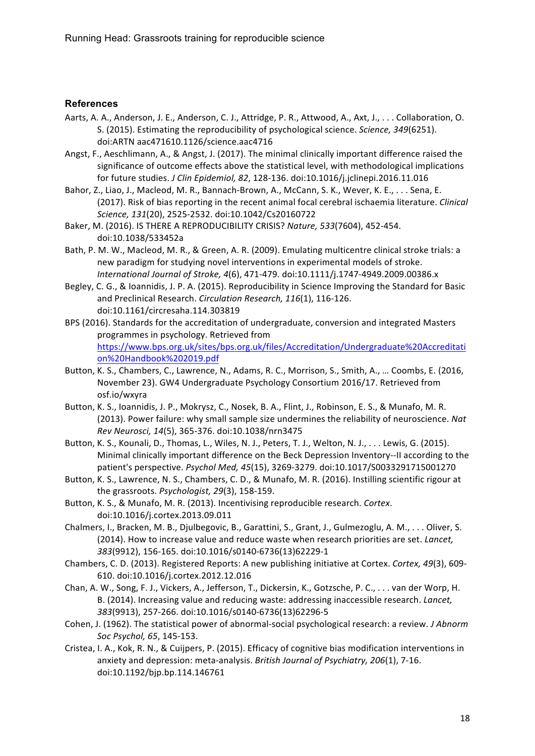### References

Aarts, A. A., Anderson, J. E., Anderson, C. J., Attridge, P. R., Attwood, A., Axt, J., . . . Collaboration, O. S. (2015). Estimating the reproducibility of psychological science. *Science, 349*(6251). doi:ARTN aac471610.1126/science.aac4716

Angst, F., Aeschlimann, A., & Angst, J. (2017). The minimal clinically important difference raised the significance of outcome effects above the statistical level, with methodological implications for future studies. *J Clin Epidemiol, 82*, 128-136. doi:10.1016/j.jclinepi.2016.11.016

Bahor, Z., Liao, J., Macleod, M. R., Bannach-Brown, A., McCann, S. K., Wever, K. E., . . . Sena, E. (2017). Risk of bias reporting in the recent animal focal cerebral ischaemia literature. *Clinical Science, 131*(20), 2525-2532. doi:10.1042/Cs20160722

Baker, M. (2016). IS THERE A REPRODUCIBILITY CRISIS? *Nature, 533*(7604), 452-454. doi:10.1038/533452a

Bath, P. M. W., Macleod, M. R., & Green, A. R. (2009). Emulating multicentre clinical stroke trials: a new paradigm for studying novel interventions in experimental models of stroke. *International Journal of Stroke, 4*(6), 471-479. doi:10.1111/j.1747-4949.2009.00386.x

Begley, C. G., & Ioannidis, J. P. A. (2015). Reproducibility in Science Improving the Standard for Basic and Preclinical Research. *Circulation Research, 116*(1), 116-126. doi:10.1161/circresaha.114.303819

BPS (2016). Standards for the accreditation of undergraduate, conversion and integrated Masters programmes in psychology. Retrieved from https://www.bps.org.uk/sites/bps.org.uk/files/Accreditation/Undergraduate%20Accreditation%20Handbook%202019.pdf

Button, K. S., Chambers, C., Lawrence, N., Adams, R. C., Morrison, S., Smith, A., … Coombs, E. (2016, November 23). GW4 Undergraduate Psychology Consortium 2016/17. Retrieved from osf.io/wxyra

Button, K. S., Ioannidis, J. P., Mokrysz, C., Nosek, B. A., Flint, J., Robinson, E. S., & Munafo, M. R. (2013). Power failure: why small sample size undermines the reliability of neuroscience. *Nat Rev Neurosci, 14*(5), 365-376. doi:10.1038/nrn3475

Button, K. S., Kounali, D., Thomas, L., Wiles, N. J., Peters, T. J., Welton, N. J., . . . Lewis, G. (2015). Minimal clinically important difference on the Beck Depression Inventory--II according to the patient's perspective. *Psychol Med, 45*(15), 3269-3279. doi:10.1017/S0033291715001270

Button, K. S., Lawrence, N. S., Chambers, C. D., & Munafo, M. R. (2016). Instilling scientific rigour at the grassroots. *Psychologist, 29*(3), 158-159.

Button, K. S., & Munafo, M. R. (2013). Incentivising reproducible research. *Cortex*. doi:10.1016/j.cortex.2013.09.011

Chalmers, I., Bracken, M. B., Djulbegovic, B., Garattini, S., Grant, J., Gulmezoglu, A. M., . . . Oliver, S. (2014). How to increase value and reduce waste when research priorities are set. *Lancet, 383*(9912), 156-165. doi:10.1016/s0140-6736(13)62229-1

Chambers, C. D. (2013). Registered Reports: A new publishing initiative at Cortex. *Cortex, 49*(3), 609-610. doi:10.1016/j.cortex.2012.12.016

Chan, A. W., Song, F. J., Vickers, A., Jefferson, T., Dickersin, K., Gotzsche, P. C., . . . van der Worp, H. B. (2014). Increasing value and reducing waste: addressing inaccessible research. *Lancet, 383*(9913), 257-266. doi:10.1016/s0140-6736(13)62296-5

Cohen, J. (1962). The statistical power of abnormal-social psychological research: a review. *J Abnorm Soc Psychol, 65*, 145-153.

Cristea, I. A., Kok, R. N., & Cuijpers, P. (2015). Efficacy of cognitive bias modification interventions in anxiety and depression: meta-analysis. *British Journal of Psychiatry, 206*(1), 7-16. doi:10.1192/bjp.bp.114.146761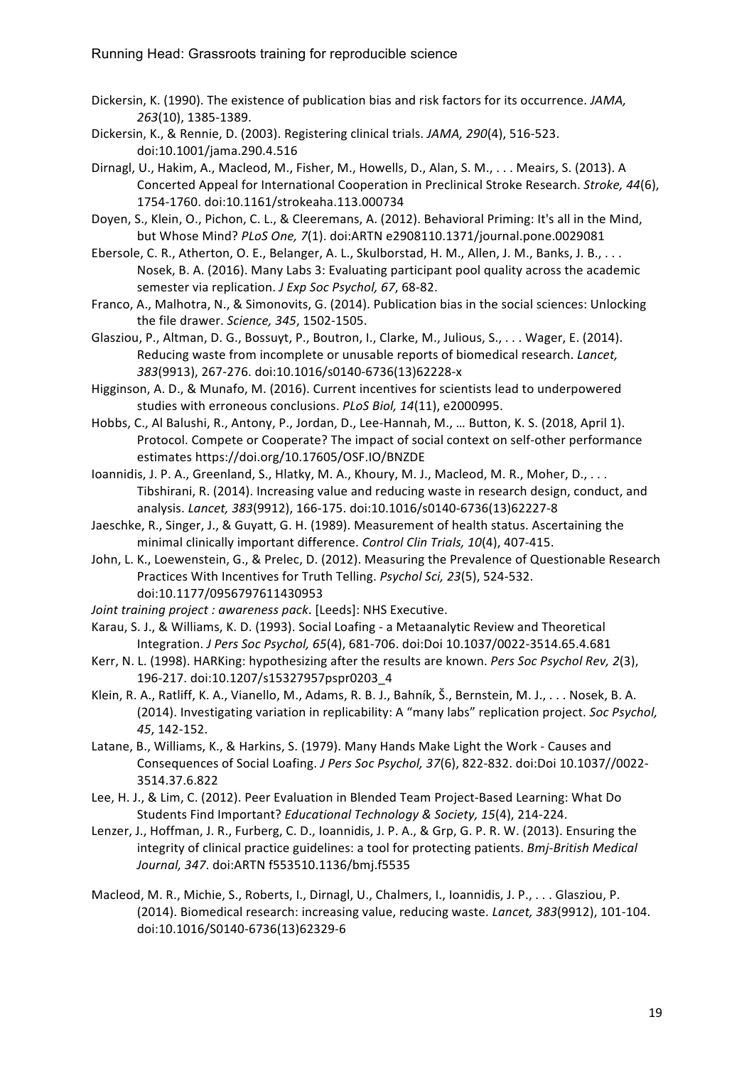Dickersin, K. (1990). The existence of publication bias and risk factors for its occurrence. *JAMA, 263*(10), 1385-1389.

Dickersin, K., & Rennie, D. (2003). Registering clinical trials. *JAMA, 290*(4), 516-523. doi:10.1001/jama.290.4.516

Dirnagl, U., Hakim, A., Macleod, M., Fisher, M., Howells, D., Alan, S. M., . . . Meairs, S. (2013). A Concerted Appeal for International Cooperation in Preclinical Stroke Research. *Stroke, 44*(6), 1754-1760. doi:10.1161/strokeaha.113.000734

Doyen, S., Klein, O., Pichon, C. L., & Cleeremans, A. (2012). Behavioral Priming: It's all in the Mind, but Whose Mind? *PLoS One, 7*(1). doi:ARTN e2908110.1371/journal.pone.0029081

Ebersole, C. R., Atherton, O. E., Belanger, A. L., Skulborstad, H. M., Allen, J. M., Banks, J. B., . . . Nosek, B. A. (2016). Many Labs 3: Evaluating participant pool quality across the academic semester via replication. *J Exp Soc Psychol, 67*, 68-82.

Franco, A., Malhotra, N., & Simonovits, G. (2014). Publication bias in the social sciences: Unlocking the file drawer. *Science, 345*, 1502-1505.

Glasziou, P., Altman, D. G., Bossuyt, P., Boutron, I., Clarke, M., Julious, S., . . . Wager, E. (2014). Reducing waste from incomplete or unusable reports of biomedical research. *Lancet, 383*(9913), 267-276. doi:10.1016/s0140-6736(13)62228-x

Higginson, A. D., & Munafo, M. (2016). Current incentives for scientists lead to underpowered studies with erroneous conclusions. *PLoS Biol, 14*(11), e2000995.

Hobbs, C., Al Balushi, R., Antony, P., Jordan, D., Lee-Hannah, M., … Button, K. S. (2018, April 1). Protocol. Compete or Cooperate? The impact of social context on self-other performance estimates https://doi.org/10.17605/OSF.IO/BNZDE

Ioannidis, J. P. A., Greenland, S., Hlatky, M. A., Khoury, M. J., Macleod, M. R., Moher, D., . . . Tibshirani, R. (2014). Increasing value and reducing waste in research design, conduct, and analysis. *Lancet, 383*(9912), 166-175. doi:10.1016/s0140-6736(13)62227-8

Jaeschke, R., Singer, J., & Guyatt, G. H. (1989). Measurement of health status. Ascertaining the minimal clinically important difference. *Control Clin Trials, 10*(4), 407-415.

John, L. K., Loewenstein, G., & Prelec, D. (2012). Measuring the Prevalence of Questionable Research Practices With Incentives for Truth Telling. *Psychol Sci, 23*(5), 524-532. doi:10.1177/0956797611430953

*Joint training project : awareness pack*. [Leeds]: NHS Executive.

Karau, S. J., & Williams, K. D. (1993). Social Loafing - a Metaanalytic Review and Theoretical Integration. *J Pers Soc Psychol, 65*(4), 681-706. doi:Doi 10.1037/0022-3514.65.4.681

Kerr, N. L. (1998). HARKing: hypothesizing after the results are known. *Pers Soc Psychol Rev, 2*(3), 196-217. doi:10.1207/s15327957pspr0203_4

Klein, R. A., Ratliff, K. A., Vianello, M., Adams, R. B. J., Bahník, Š., Bernstein, M. J., . . . Nosek, B. A. (2014). Investigating variation in replicability: A "many labs" replication project. *Soc Psychol, 45*, 142-152.

Latane, B., Williams, K., & Harkins, S. (1979). Many Hands Make Light the Work - Causes and Consequences of Social Loafing. *J Pers Soc Psychol, 37*(6), 822-832. doi:Doi 10.1037//0022-3514.37.6.822

Lee, H. J., & Lim, C. (2012). Peer Evaluation in Blended Team Project-Based Learning: What Do Students Find Important? *Educational Technology & Society, 15*(4), 214-224.

Lenzer, J., Hoffman, J. R., Furberg, C. D., Ioannidis, J. P. A., & Grp, G. P. R. W. (2013). Ensuring the integrity of clinical practice guidelines: a tool for protecting patients. *Bmj-British Medical Journal, 347*. doi:ARTN f553510.1136/bmj.f5535

Macleod, M. R., Michie, S., Roberts, I., Dirnagl, U., Chalmers, I., Ioannidis, J. P., . . . Glasziou, P. (2014). Biomedical research: increasing value, reducing waste. *Lancet, 383*(9912), 101-104. doi:10.1016/S0140-6736(13)62329-6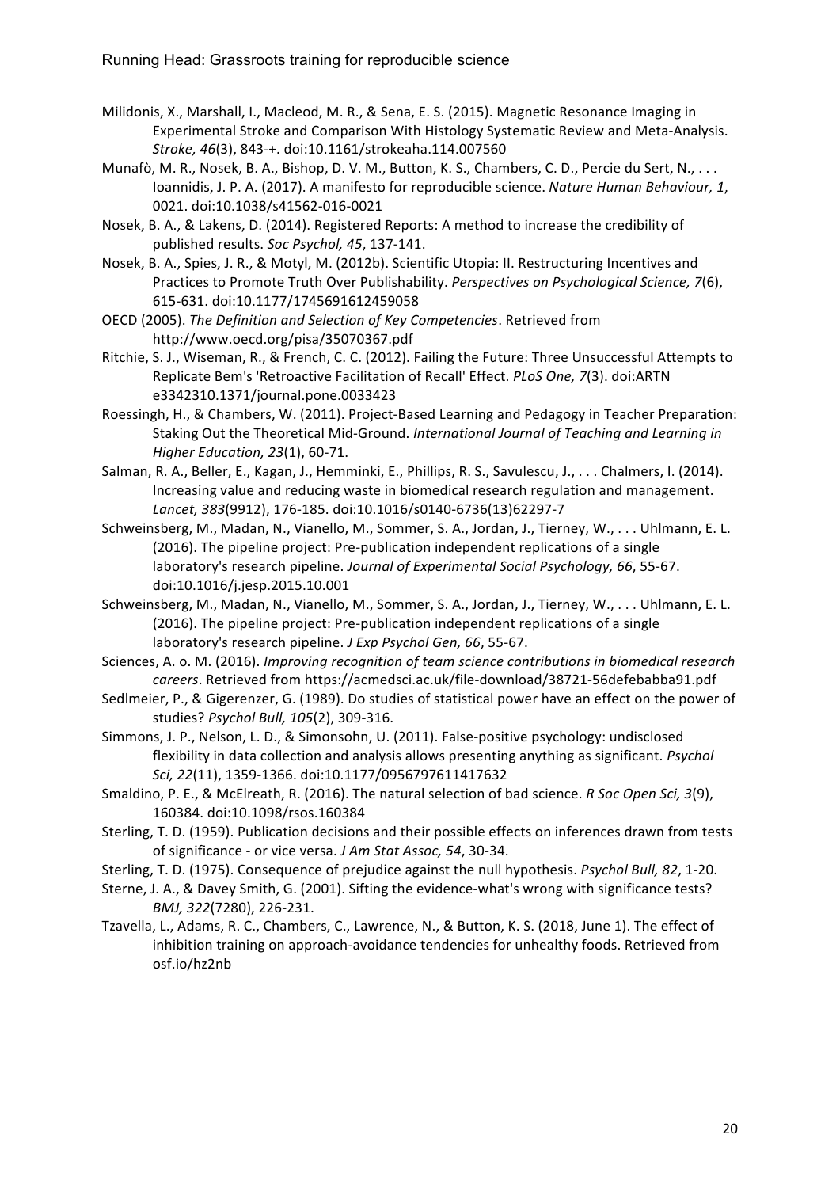Milidonis, X., Marshall, I., Macleod, M. R., & Sena, E. S. (2015). Magnetic Resonance Imaging in Experimental Stroke and Comparison With Histology Systematic Review and Meta-Analysis. *Stroke, 46*(3), 843-+. doi:10.1161/strokeaha.114.007560

Munafò, M. R., Nosek, B. A., Bishop, D. V. M., Button, K. S., Chambers, C. D., Percie du Sert, N., . . . Ioannidis, J. P. A. (2017). A manifesto for reproducible science. *Nature Human Behaviour, 1*, 0021. doi:10.1038/s41562-016-0021

Nosek, B. A., & Lakens, D. (2014). Registered Reports: A method to increase the credibility of published results. *Soc Psychol, 45*, 137-141.

Nosek, B. A., Spies, J. R., & Motyl, M. (2012b). Scientific Utopia: II. Restructuring Incentives and Practices to Promote Truth Over Publishability. *Perspectives on Psychological Science, 7*(6), 615-631. doi:10.1177/1745691612459058

OECD (2005). *The Definition and Selection of Key Competencies*. Retrieved from http://www.oecd.org/pisa/35070367.pdf

Ritchie, S. J., Wiseman, R., & French, C. C. (2012). Failing the Future: Three Unsuccessful Attempts to Replicate Bem's 'Retroactive Facilitation of Recall' Effect. *PLoS One, 7*(3). doi:ARTN e3342310.1371/journal.pone.0033423

Roessingh, H., & Chambers, W. (2011). Project-Based Learning and Pedagogy in Teacher Preparation: Staking Out the Theoretical Mid-Ground. *International Journal of Teaching and Learning in Higher Education, 23*(1), 60-71.

Salman, R. A., Beller, E., Kagan, J., Hemminki, E., Phillips, R. S., Savulescu, J., . . . Chalmers, I. (2014). Increasing value and reducing waste in biomedical research regulation and management. *Lancet, 383*(9912), 176-185. doi:10.1016/s0140-6736(13)62297-7

Schweinsberg, M., Madan, N., Vianello, M., Sommer, S. A., Jordan, J., Tierney, W., . . . Uhlmann, E. L. (2016). The pipeline project: Pre-publication independent replications of a single laboratory's research pipeline. *Journal of Experimental Social Psychology, 66*, 55-67. doi:10.1016/j.jesp.2015.10.001

Schweinsberg, M., Madan, N., Vianello, M., Sommer, S. A., Jordan, J., Tierney, W., . . . Uhlmann, E. L. (2016). The pipeline project: Pre-publication independent replications of a single laboratory's research pipeline. *J Exp Psychol Gen, 66*, 55-67.

Sciences, A. o. M. (2016). *Improving recognition of team science contributions in biomedical research careers*. Retrieved from https://acmedsci.ac.uk/file-download/38721-56defebabba91.pdf

Sedlmeier, P., & Gigerenzer, G. (1989). Do studies of statistical power have an effect on the power of studies? *Psychol Bull, 105*(2), 309-316.

Simmons, J. P., Nelson, L. D., & Simonsohn, U. (2011). False-positive psychology: undisclosed flexibility in data collection and analysis allows presenting anything as significant. *Psychol Sci, 22*(11), 1359-1366. doi:10.1177/0956797611417632

Smaldino, P. E., & McElreath, R. (2016). The natural selection of bad science. *R Soc Open Sci, 3*(9), 160384. doi:10.1098/rsos.160384

Sterling, T. D. (1959). Publication decisions and their possible effects on inferences drawn from tests of significance - or vice versa. *J Am Stat Assoc, 54*, 30-34.

Sterling, T. D. (1975). Consequence of prejudice against the null hypothesis. *Psychol Bull, 82*, 1-20.

Sterne, J. A., & Davey Smith, G. (2001). Sifting the evidence-what's wrong with significance tests? *BMJ, 322*(7280), 226-231.

Tzavella, L., Adams, R. C., Chambers, C., Lawrence, N., & Button, K. S. (2018, June 1). The effect of inhibition training on approach-avoidance tendencies for unhealthy foods. Retrieved from osf.io/hz2nb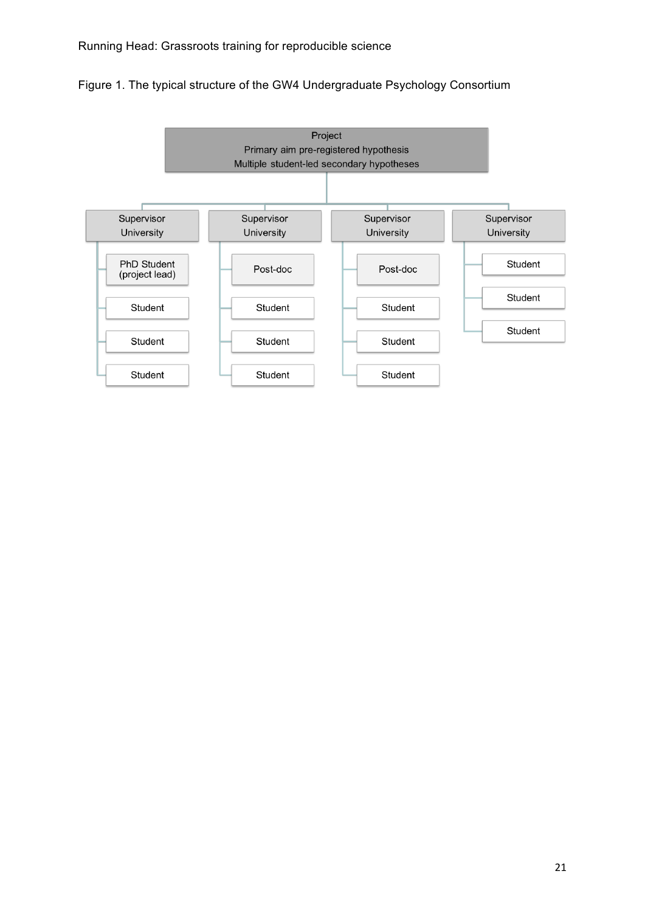Figure 1. The typical structure of the GW4 Undergraduate Psychology Consortium

Project
Primary aim pre-registered hypothesis
Multiple student-led secondary hypotheses

- Supervisor University
  - PhD Student (project lead)
  - Student
  - Student
  - Student
- Supervisor University
  - Post-doc
  - Student
  - Student
  - Student
- Supervisor University
  - Post-doc
  - Student
  - Student
  - Student
- Supervisor University
  - Student
  - Student
  - Student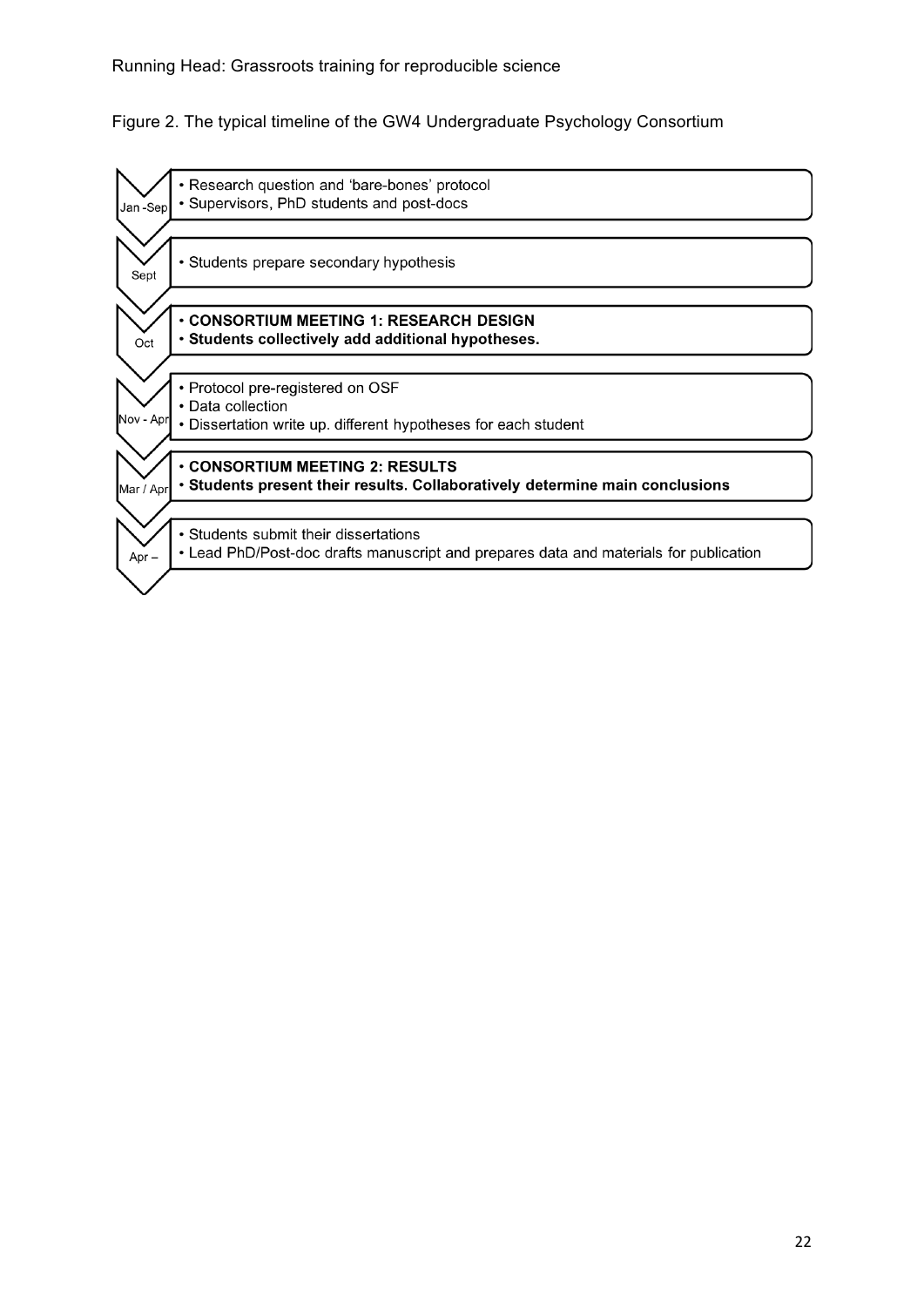Figure 2. The typical timeline of the GW4 Undergraduate Psychology Consortium

Jan -Sep
- Research question and 'bare-bones' protocol
- Supervisors, PhD students and post-docs

Sept
- Students prepare secondary hypothesis

Oct
- **CONSORTIUM MEETING 1: RESEARCH DESIGN**
- **Students collectively add additional hypotheses.**

Nov - Apr
- Protocol pre-registered on OSF
- Data collection
- Dissertation write up. different hypotheses for each student

Mar / Apr
- **CONSORTIUM MEETING 2: RESULTS**
- **Students present their results. Collaboratively determine main conclusions**

Apr –
- Students submit their dissertations
- Lead PhD/Post-doc drafts manuscript and prepares data and materials for publication